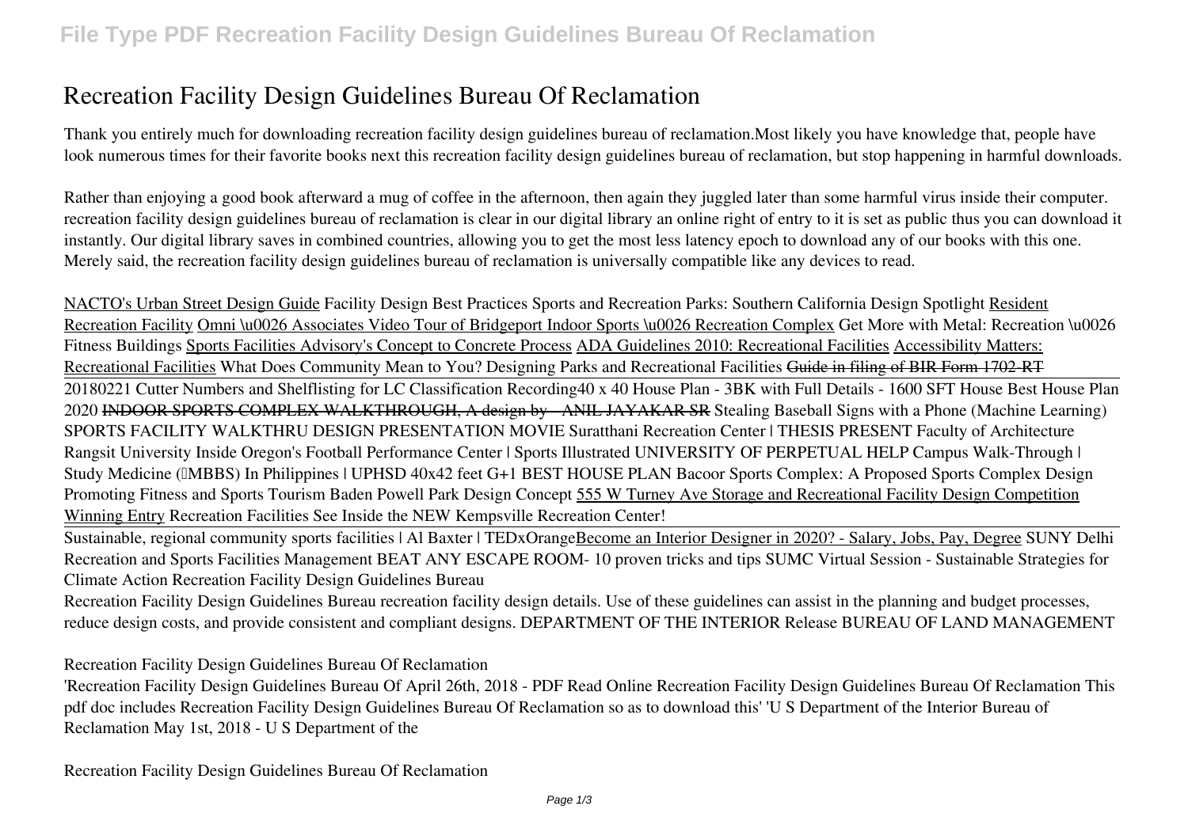# Recreation Facility Design Guidelines Bureau Of Reclamation

Thank you entirely much for downloading recreation facility design guidelines bureau of reclamation.Most likely you have knowledge that, people have look numerous times for their favorite books next this recreation facility design guidelines bureau of reclamation, but stop happening in harmful downloads.

Rather than enjoying a good book afterward a mug of coffee in the afternoon, then again they juggled later than some harmful virus inside their computer. recreation facility design guidelines bureau of reclamation is clear in our digital library an online right of entry to it is set as public thus you can download it instantly. Our digital library saves in combined countries, allowing you to get the most less latency epoch to download any of our books with this one. Merely said, the recreation facility design guidelines bureau of reclamation is universally compatible like any devices to read.

NACTO's Urban Street Design Guide *Facility Design Best Practices* *Sports and Recreation Parks: Southern California Design Spotlight* Resident Recreation Facility Omni \u0026 Associates Video Tour of Bridgeport Indoor Sports \u0026 Recreation Complex *Get More with Metal: Recreation \u0026 Fitness Buildings* Sports Facilities Advisory's Concept to Concrete Process ADA Guidelines 2010: Recreational Facilities Accessibility Matters: Recreational Facilities *What Does Community Mean to You? Designing Parks and Recreational Facilities* ~~Guide in filing of BIR Form 1702-RT~~

20180221 Cutter Numbers and Shelflisting for LC Classification Recording*40 x 40 House Plan - 3BK with Full Details - 1600 SFT House Best House Plan 2020* ~~INDOOR SPORTS COMPLEX WALKTHROUGH, A design by - ANIL JAYAKAR SR~~ *Stealing Baseball Signs with a Phone (Machine Learning)* *SPORTS FACILITY WALKTHRU DESIGN PRESENTATION MOVIE* *Suratthani Recreation Center | THESIS PRESENT Faculty of Architecture Rangsit University* *Inside Oregon's Football Performance Center | Sports Illustrated* *UNIVERSITY OF PERPETUAL HELP Campus Walk-Through | Study Medicine (MBBS) In Philippines | UPHSD* *40x42 feet G+1 BEST HOUSE PLAN* *Bacoor Sports Complex: A Proposed Sports Complex Design Promoting Fitness and Sports Tourism* *Baden Powell Park Design Concept* 555 W Turney Ave Storage and Recreational Facility Design Competition Winning Entry *Recreation Facilities* *See Inside the NEW Kempsville Recreation Center!*

Sustainable, regional community sports facilities | Al Baxter | TEDxOrangeBecome an Interior Designer in 2020? - Salary, Jobs, Pay, Degree *SUNY Delhi Recreation and Sports Facilities Management* *BEAT ANY ESCAPE ROOM- 10 proven tricks and tips* *SUMC Virtual Session - Sustainable Strategies for Climate Action* *Recreation Facility Design Guidelines Bureau*

Recreation Facility Design Guidelines Bureau recreation facility design details. Use of these guidelines can assist in the planning and budget processes, reduce design costs, and provide consistent and compliant designs. DEPARTMENT OF THE INTERIOR Release BUREAU OF LAND MANAGEMENT

*Recreation Facility Design Guidelines Bureau Of Reclamation*

'Recreation Facility Design Guidelines Bureau Of April 26th, 2018 - PDF Read Online Recreation Facility Design Guidelines Bureau Of Reclamation This pdf doc includes Recreation Facility Design Guidelines Bureau Of Reclamation so as to download this' 'U S Department of the Interior Bureau of Reclamation May 1st, 2018 - U S Department of the

*Recreation Facility Design Guidelines Bureau Of Reclamation*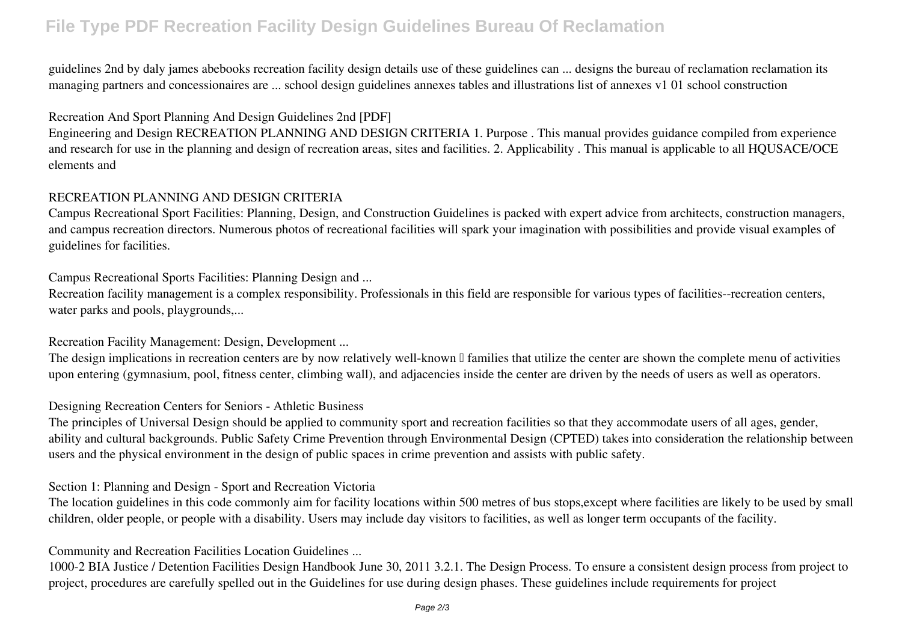guidelines 2nd by daly james abebooks recreation facility design details use of these guidelines can ... designs the bureau of reclamation reclamation its managing partners and concessionaires are ... school design guidelines annexes tables and illustrations list of annexes v1 01 school construction

**Recreation And Sport Planning And Design Guidelines 2nd [PDF]**

Engineering and Design RECREATION PLANNING AND DESIGN CRITERIA 1. Purpose . This manual provides guidance compiled from experience and research for use in the planning and design of recreation areas, sites and facilities. 2. Applicability . This manual is applicable to all HQUSACE/OCE elements and

**RECREATION PLANNING AND DESIGN CRITERIA**

Campus Recreational Sport Facilities: Planning, Design, and Construction Guidelines is packed with expert advice from architects, construction managers, and campus recreation directors. Numerous photos of recreational facilities will spark your imagination with possibilities and provide visual examples of guidelines for facilities.

**Campus Recreational Sports Facilities: Planning Design and ...**

Recreation facility management is a complex responsibility. Professionals in this field are responsible for various types of facilities--recreation centers, water parks and pools, playgrounds,...

**Recreation Facility Management: Design, Development ...**

The design implications in recreation centers are by now relatively well-known families that utilize the center are shown the complete menu of activities upon entering (gymnasium, pool, fitness center, climbing wall), and adjacencies inside the center are driven by the needs of users as well as operators.

**Designing Recreation Centers for Seniors - Athletic Business**

The principles of Universal Design should be applied to community sport and recreation facilities so that they accommodate users of all ages, gender, ability and cultural backgrounds. Public Safety Crime Prevention through Environmental Design (CPTED) takes into consideration the relationship between users and the physical environment in the design of public spaces in crime prevention and assists with public safety.

**Section 1: Planning and Design - Sport and Recreation Victoria**

The location guidelines in this code commonly aim for facility locations within 500 metres of bus stops,except where facilities are likely to be used by small children, older people, or people with a disability. Users may include day visitors to facilities, as well as longer term occupants of the facility.

**Community and Recreation Facilities Location Guidelines ...**

1000-2 BIA Justice / Detention Facilities Design Handbook June 30, 2011 3.2.1. The Design Process. To ensure a consistent design process from project to project, procedures are carefully spelled out in the Guidelines for use during design phases. These guidelines include requirements for project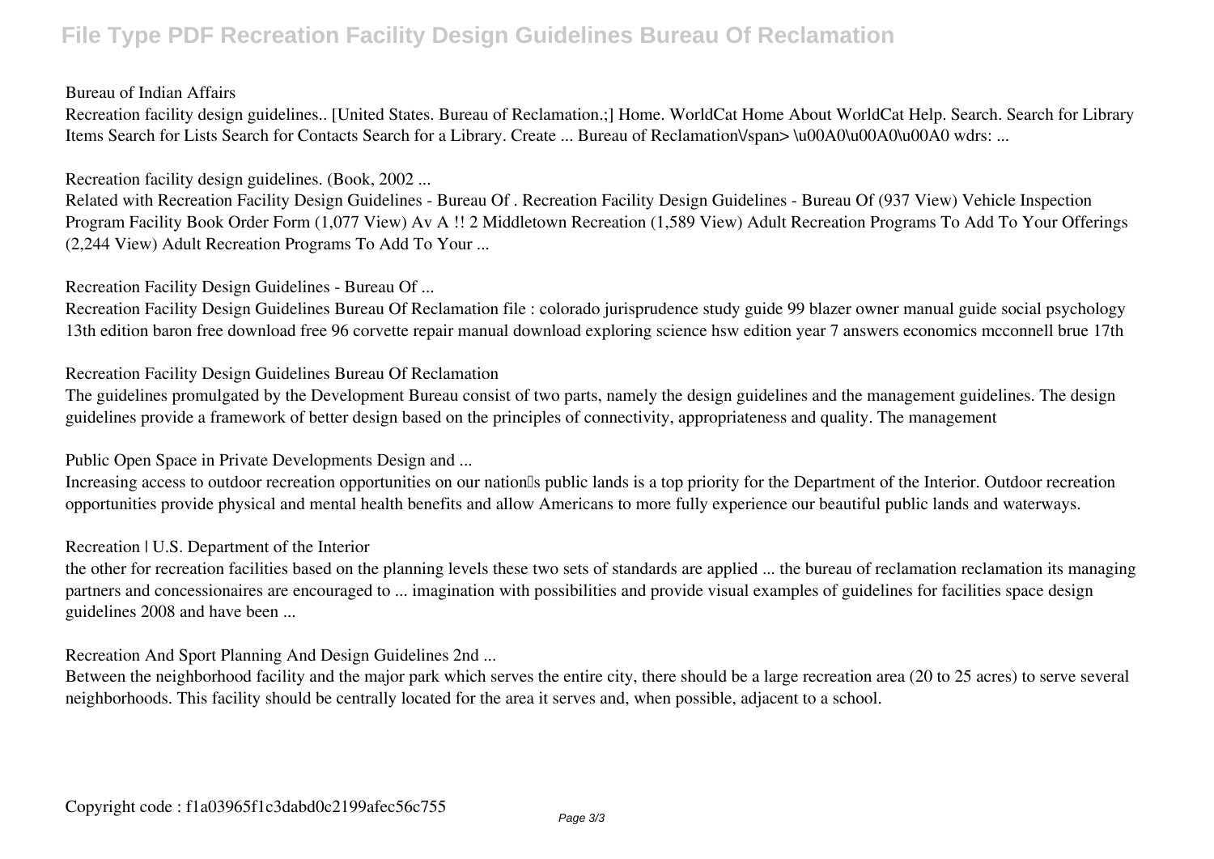Bureau of Indian Affairs

Recreation facility design guidelines.. [United States. Bureau of Reclamation.;] Home. WorldCat Home About WorldCat Help. Search. Search for Library Items Search for Lists Search for Contacts Search for a Library. Create ... Bureau of Reclamation\/span> \u00A0\u00A0\u00A0 wdrs: ...

Recreation facility design guidelines. (Book, 2002 ...

Related with Recreation Facility Design Guidelines - Bureau Of . Recreation Facility Design Guidelines - Bureau Of (937 View) Vehicle Inspection Program Facility Book Order Form (1,077 View) Av A !! 2 Middletown Recreation (1,589 View) Adult Recreation Programs To Add To Your Offerings (2,244 View) Adult Recreation Programs To Add To Your ...

Recreation Facility Design Guidelines - Bureau Of ...

Recreation Facility Design Guidelines Bureau Of Reclamation file : colorado jurisprudence study guide 99 blazer owner manual guide social psychology 13th edition baron free download free 96 corvette repair manual download exploring science hsw edition year 7 answers economics mcconnell brue 17th

Recreation Facility Design Guidelines Bureau Of Reclamation

The guidelines promulgated by the Development Bureau consist of two parts, namely the design guidelines and the management guidelines. The design guidelines provide a framework of better design based on the principles of connectivity, appropriateness and quality. The management

Public Open Space in Private Developments Design and ...

Increasing access to outdoor recreation opportunities on our nation's public lands is a top priority for the Department of the Interior. Outdoor recreation opportunities provide physical and mental health benefits and allow Americans to more fully experience our beautiful public lands and waterways.

Recreation | U.S. Department of the Interior

the other for recreation facilities based on the planning levels these two sets of standards are applied ... the bureau of reclamation reclamation its managing partners and concessionaires are encouraged to ... imagination with possibilities and provide visual examples of guidelines for facilities space design guidelines 2008 and have been ...

Recreation And Sport Planning And Design Guidelines 2nd ...

Between the neighborhood facility and the major park which serves the entire city, there should be a large recreation area (20 to 25 acres) to serve several neighborhoods. This facility should be centrally located for the area it serves and, when possible, adjacent to a school.

Copyright code : f1a03965f1c3dabd0c2199afec56c755